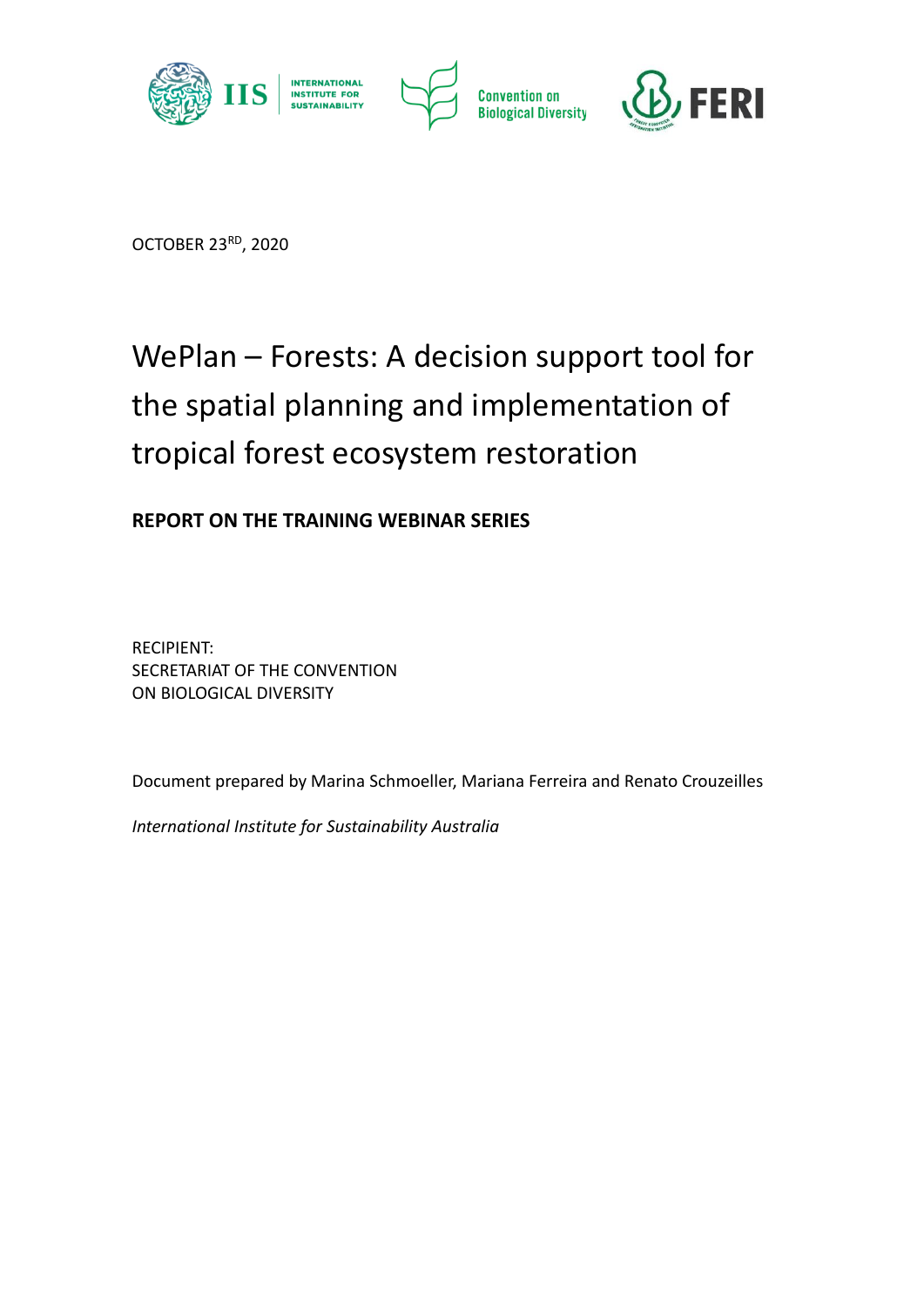OCTOBER 23RD, 2020

# WePlan – Forests: A decision support tool for the spatial planning and implementation of tropical forest ecosystem restoration

**REPORT ON THE TRAINING WEBINAR SERIES**

RECIPIENT:
SECRETARIAT OF THE CONVENTION
ON BIOLOGICAL DIVERSITY

Document prepared by Marina Schmoeller, Mariana Ferreira and Renato Crouzeilles

*International Institute for Sustainability Australia*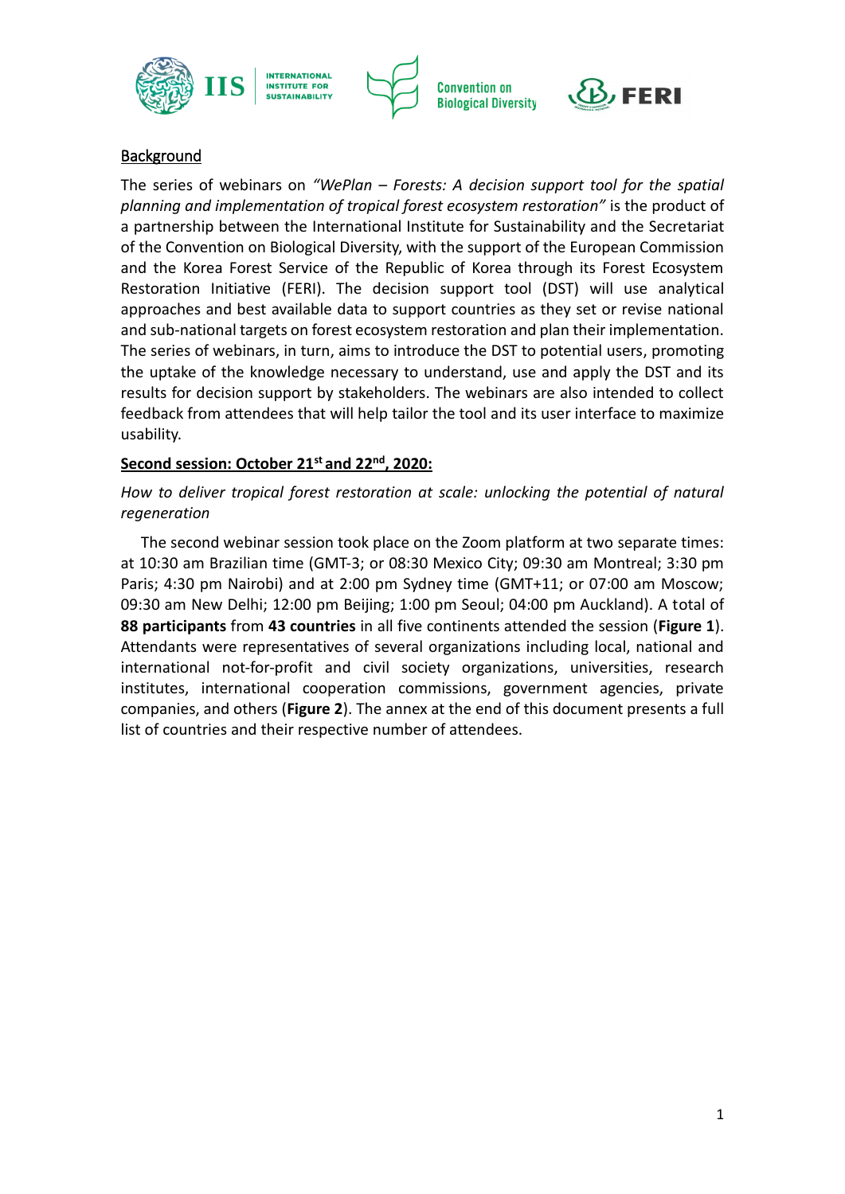## Background

The series of webinars on *"WePlan – Forests: A decision support tool for the spatial planning and implementation of tropical forest ecosystem restoration"* is the product of a partnership between the International Institute for Sustainability and the Secretariat of the Convention on Biological Diversity, with the support of the European Commission and the Korea Forest Service of the Republic of Korea through its Forest Ecosystem Restoration Initiative (FERI). The decision support tool (DST) will use analytical approaches and best available data to support countries as they set or revise national and sub-national targets on forest ecosystem restoration and plan their implementation. The series of webinars, in turn, aims to introduce the DST to potential users, promoting the uptake of the knowledge necessary to understand, use and apply the DST and its results for decision support by stakeholders. The webinars are also intended to collect feedback from attendees that will help tailor the tool and its user interface to maximize usability.

### Second session: October 21st and 22nd, 2020:

*How to deliver tropical forest restoration at scale: unlocking the potential of natural regeneration*

The second webinar session took place on the Zoom platform at two separate times: at 10:30 am Brazilian time (GMT-3; or 08:30 Mexico City; 09:30 am Montreal; 3:30 pm Paris; 4:30 pm Nairobi) and at 2:00 pm Sydney time (GMT+11; or 07:00 am Moscow; 09:30 am New Delhi; 12:00 pm Beijing; 1:00 pm Seoul; 04:00 pm Auckland). A total of **88 participants** from **43 countries** in all five continents attended the session (**Figure 1**). Attendants were representatives of several organizations including local, national and international not-for-profit and civil society organizations, universities, research institutes, international cooperation commissions, government agencies, private companies, and others (**Figure 2**). The annex at the end of this document presents a full list of countries and their respective number of attendees.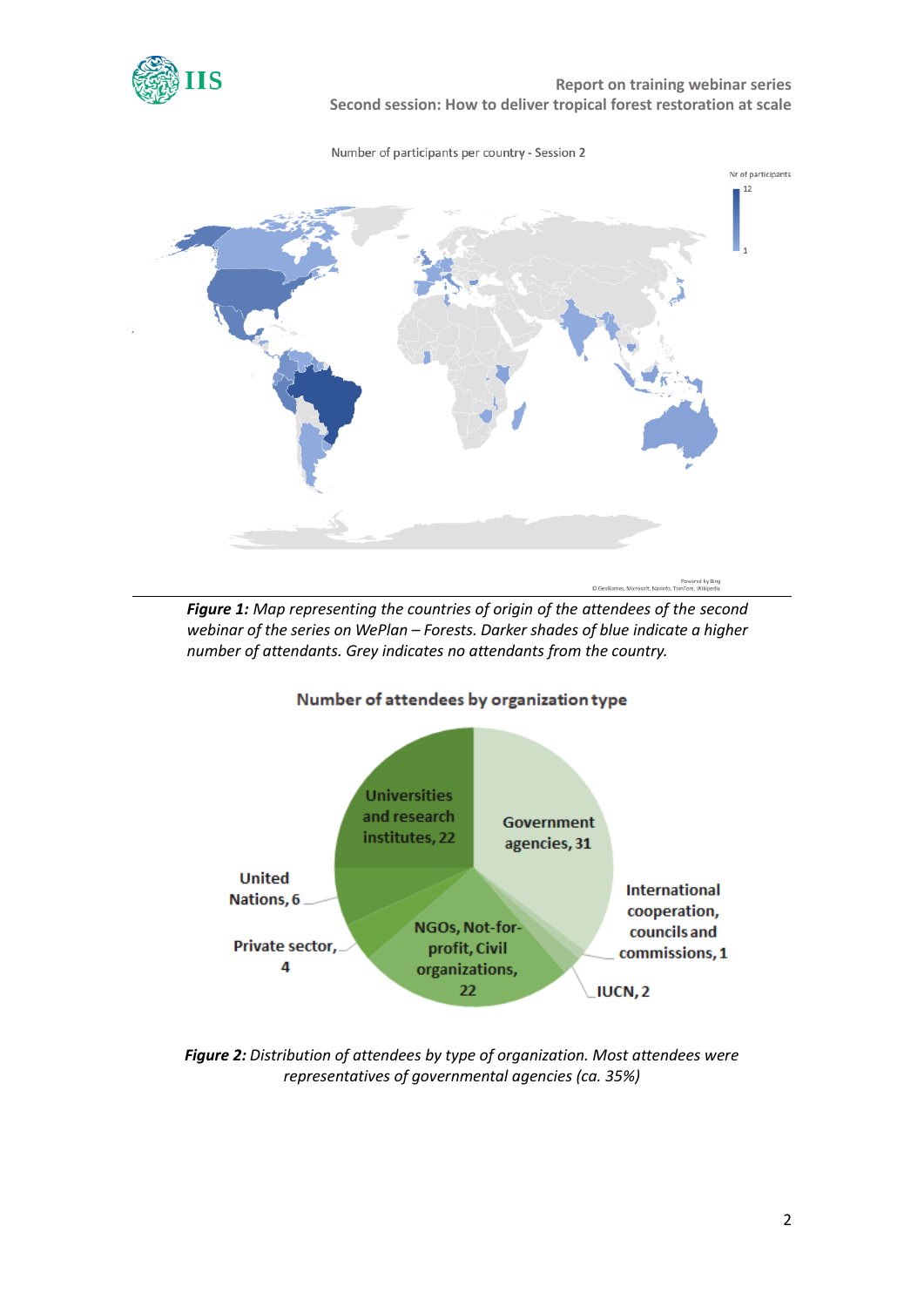Number of participants per country - Session 2

*Figure 1:* *Map representing the countries of origin of the attendees of the second webinar of the series on WePlan – Forests. Darker shades of blue indicate a higher number of attendants. Grey indicates no attendants from the country.*

Number of attendees by organization type

| Organization type | Number of attendees |
|---|---|
| Government agencies | 31 |
| Universities and research institutes | 22 |
| NGOs, Not-for-profit, Civil organizations | 22 |
| United Nations | 6 |
| Private sector | 4 |
| IUCN | 2 |
| International cooperation, councils and commissions | 1 |

*Figure 2:* *Distribution of attendees by type of organization. Most attendees were representatives of governmental agencies (ca. 35%)*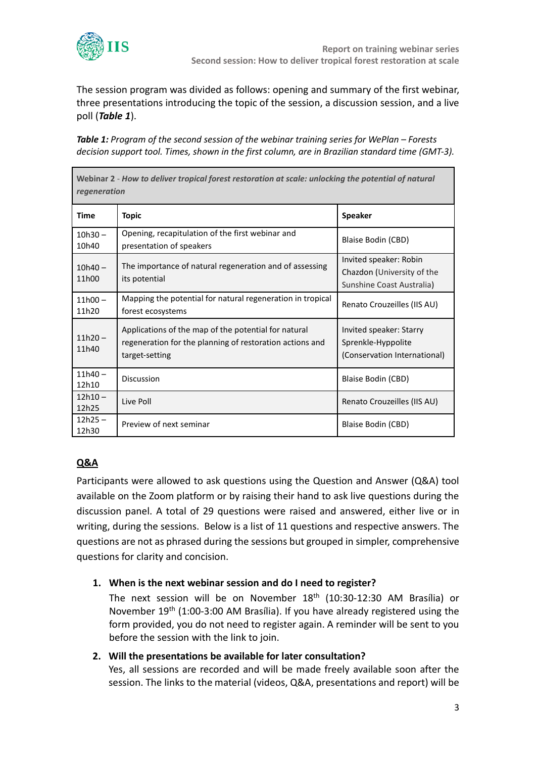The session program was divided as follows: opening and summary of the first webinar, three presentations introducing the topic of the session, a discussion session, and a live poll (***Table 1***).

***Table 1:*** *Program of the second session of the webinar training series for WePlan – Forests decision support tool. Times, shown in the first column, are in Brazilian standard time (GMT-3).*

| **Webinar 2** - ***How to deliver tropical forest restoration at scale: unlocking the potential of natural regeneration*** | | |
|---|---|---|
| **Time** | **Topic** | **Speaker** |
| 10h30 – 10h40 | Opening, recapitulation of the first webinar and presentation of speakers | Blaise Bodin (CBD) |
| 10h40 – 11h00 | The importance of natural regeneration and of assessing its potential | Invited speaker: Robin Chazdon (University of the Sunshine Coast Australia) |
| 11h00 – 11h20 | Mapping the potential for natural regeneration in tropical forest ecosystems | Renato Crouzeilles (IIS AU) |
| 11h20 – 11h40 | Applications of the map of the potential for natural regeneration for the planning of restoration actions and target-setting | Invited speaker: Starry Sprenkle-Hyppolite (Conservation International) |
| 11h40 – 12h10 | Discussion | Blaise Bodin (CBD) |
| 12h10 – 12h25 | Live Poll | Renato Crouzeilles (IIS AU) |
| 12h25 – 12h30 | Preview of next seminar | Blaise Bodin (CBD) |

## Q&A

Participants were allowed to ask questions using the Question and Answer (Q&A) tool available on the Zoom platform or by raising their hand to ask live questions during the discussion panel. A total of 29 questions were raised and answered, either live or in writing, during the sessions. Below is a list of 11 questions and respective answers. The questions are not as phrased during the sessions but grouped in simpler, comprehensive questions for clarity and concision.

1. **When is the next webinar session and do I need to register?**
   The next session will be on November 18th (10:30-12:30 AM Brasília) or November 19th (1:00-3:00 AM Brasília). If you have already registered using the form provided, you do not need to register again. A reminder will be sent to you before the session with the link to join.
2. **Will the presentations be available for later consultation?**
   Yes, all sessions are recorded and will be made freely available soon after the session. The links to the material (videos, Q&A, presentations and report) will be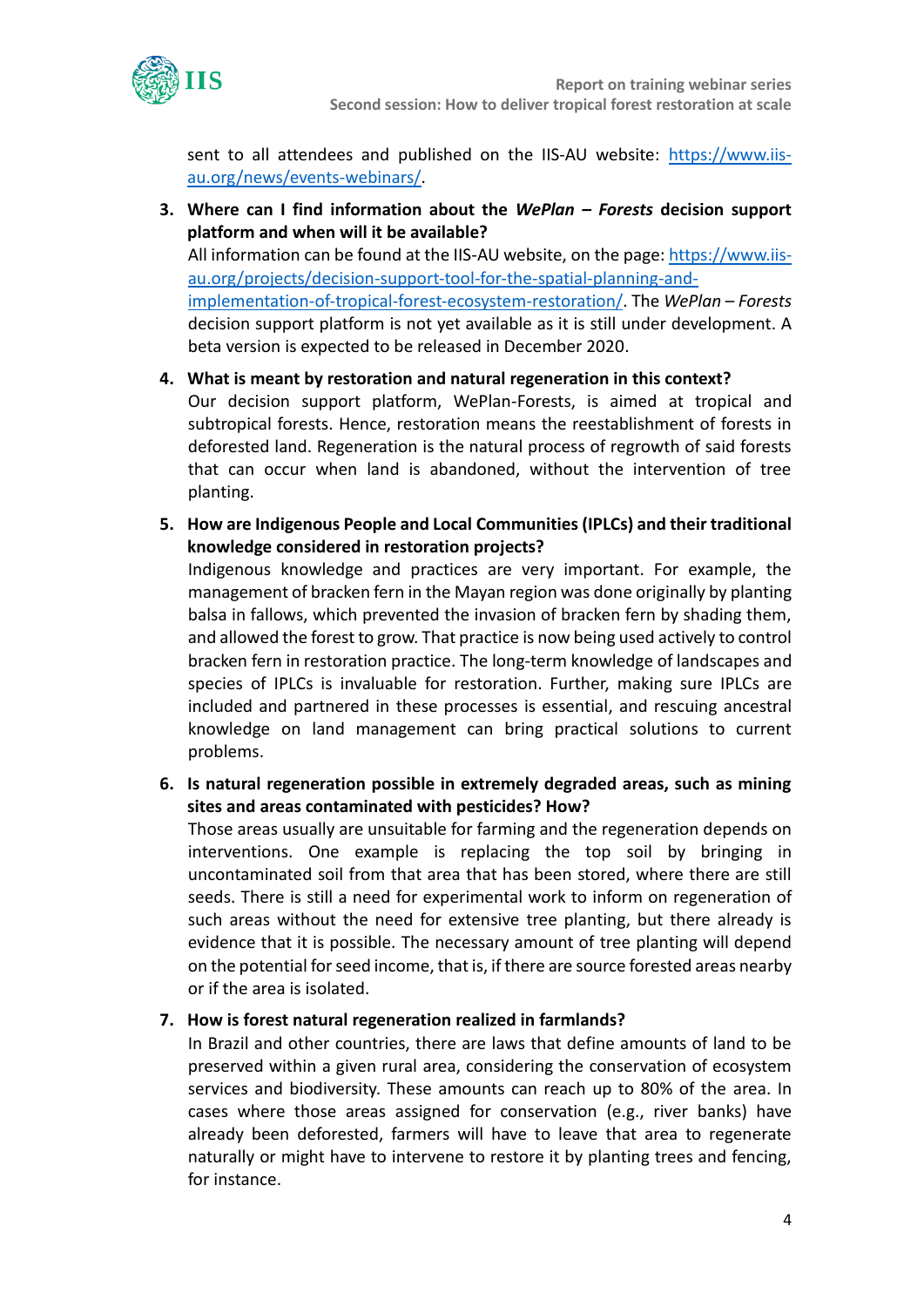sent to all attendees and published on the IIS-AU website: [https://www.iis-au.org/news/events-webinars/](https://www.iis-au.org/news/events-webinars/).

3. **Where can I find information about the *WePlan – Forests* decision support platform and when will it be available?**
   All information can be found at the IIS-AU website, on the page: [https://www.iis-au.org/projects/decision-support-tool-for-the-spatial-planning-and-implementation-of-tropical-forest-ecosystem-restoration/](https://www.iis-au.org/projects/decision-support-tool-for-the-spatial-planning-and-implementation-of-tropical-forest-ecosystem-restoration/). The *WePlan – Forests* decision support platform is not yet available as it is still under development. A beta version is expected to be released in December 2020.

4. **What is meant by restoration and natural regeneration in this context?**
   Our decision support platform, WePlan-Forests, is aimed at tropical and subtropical forests. Hence, restoration means the reestablishment of forests in deforested land. Regeneration is the natural process of regrowth of said forests that can occur when land is abandoned, without the intervention of tree planting.

5. **How are Indigenous People and Local Communities (IPLCs) and their traditional knowledge considered in restoration projects?**
   Indigenous knowledge and practices are very important. For example, the management of bracken fern in the Mayan region was done originally by planting balsa in fallows, which prevented the invasion of bracken fern by shading them, and allowed the forest to grow. That practice is now being used actively to control bracken fern in restoration practice. The long-term knowledge of landscapes and species of IPLCs is invaluable for restoration. Further, making sure IPLCs are included and partnered in these processes is essential, and rescuing ancestral knowledge on land management can bring practical solutions to current problems.

6. **Is natural regeneration possible in extremely degraded areas, such as mining sites and areas contaminated with pesticides? How?**
   Those areas usually are unsuitable for farming and the regeneration depends on interventions. One example is replacing the top soil by bringing in uncontaminated soil from that area that has been stored, where there are still seeds. There is still a need for experimental work to inform on regeneration of such areas without the need for extensive tree planting, but there already is evidence that it is possible. The necessary amount of tree planting will depend on the potential for seed income, that is, if there are source forested areas nearby or if the area is isolated.

7. **How is forest natural regeneration realized in farmlands?**
   In Brazil and other countries, there are laws that define amounts of land to be preserved within a given rural area, considering the conservation of ecosystem services and biodiversity. These amounts can reach up to 80% of the area. In cases where those areas assigned for conservation (e.g., river banks) have already been deforested, farmers will have to leave that area to regenerate naturally or might have to intervene to restore it by planting trees and fencing, for instance.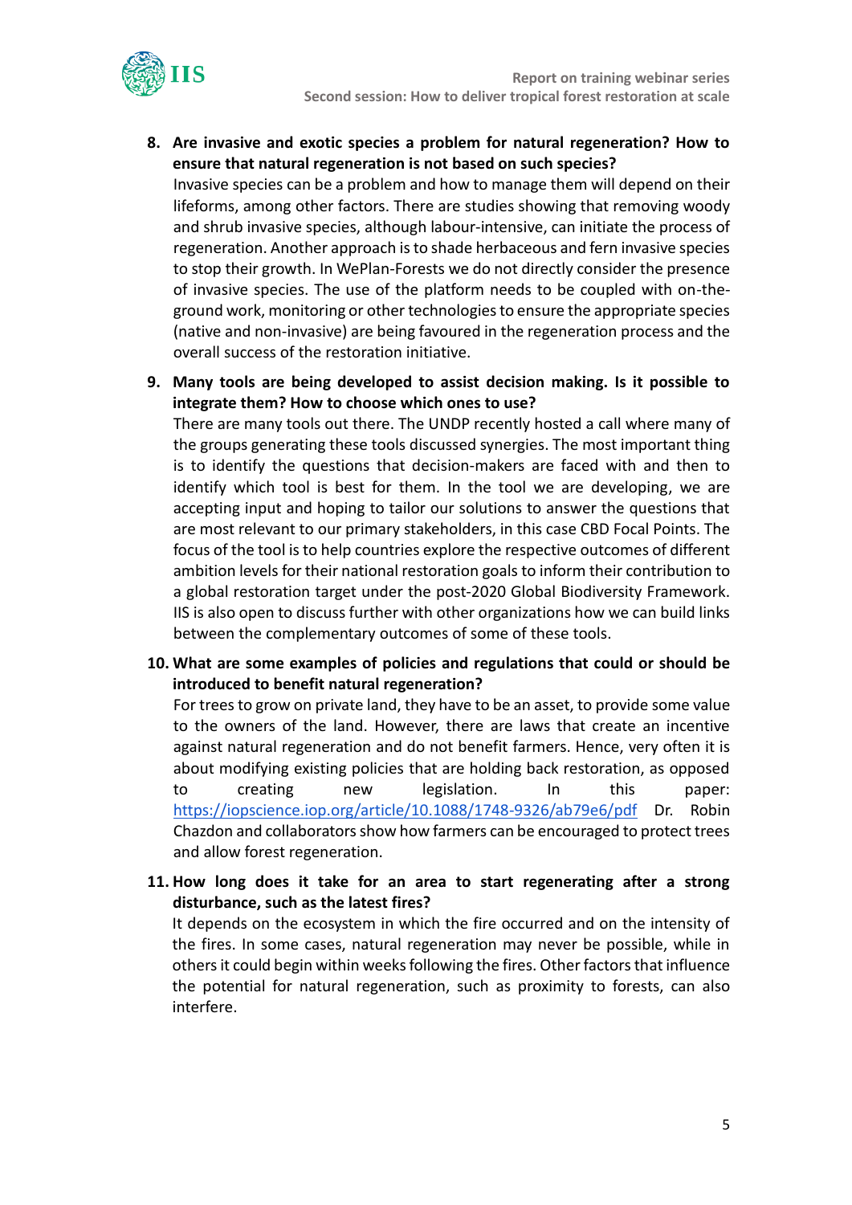8. **Are invasive and exotic species a problem for natural regeneration? How to ensure that natural regeneration is not based on such species?**
   Invasive species can be a problem and how to manage them will depend on their lifeforms, among other factors. There are studies showing that removing woody and shrub invasive species, although labour-intensive, can initiate the process of regeneration. Another approach is to shade herbaceous and fern invasive species to stop their growth. In WePlan-Forests we do not directly consider the presence of invasive species. The use of the platform needs to be coupled with on-the-ground work, monitoring or other technologies to ensure the appropriate species (native and non-invasive) are being favoured in the regeneration process and the overall success of the restoration initiative.

9. **Many tools are being developed to assist decision making. Is it possible to integrate them? How to choose which ones to use?**
   There are many tools out there. The UNDP recently hosted a call where many of the groups generating these tools discussed synergies. The most important thing is to identify the questions that decision-makers are faced with and then to identify which tool is best for them. In the tool we are developing, we are accepting input and hoping to tailor our solutions to answer the questions that are most relevant to our primary stakeholders, in this case CBD Focal Points. The focus of the tool is to help countries explore the respective outcomes of different ambition levels for their national restoration goals to inform their contribution to a global restoration target under the post-2020 Global Biodiversity Framework. IIS is also open to discuss further with other organizations how we can build links between the complementary outcomes of some of these tools.

10. **What are some examples of policies and regulations that could or should be introduced to benefit natural regeneration?**
    For trees to grow on private land, they have to be an asset, to provide some value to the owners of the land. However, there are laws that create an incentive against natural regeneration and do not benefit farmers. Hence, very often it is about modifying existing policies that are holding back restoration, as opposed to creating new legislation. In this paper: [https://iopscience.iop.org/article/10.1088/1748-9326/ab79e6/pdf](https://iopscience.iop.org/article/10.1088/1748-9326/ab79e6/pdf) Dr. Robin Chazdon and collaborators show how farmers can be encouraged to protect trees and allow forest regeneration.

11. **How long does it take for an area to start regenerating after a strong disturbance, such as the latest fires?**
    It depends on the ecosystem in which the fire occurred and on the intensity of the fires. In some cases, natural regeneration may never be possible, while in others it could begin within weeks following the fires. Other factors that influence the potential for natural regeneration, such as proximity to forests, can also interfere.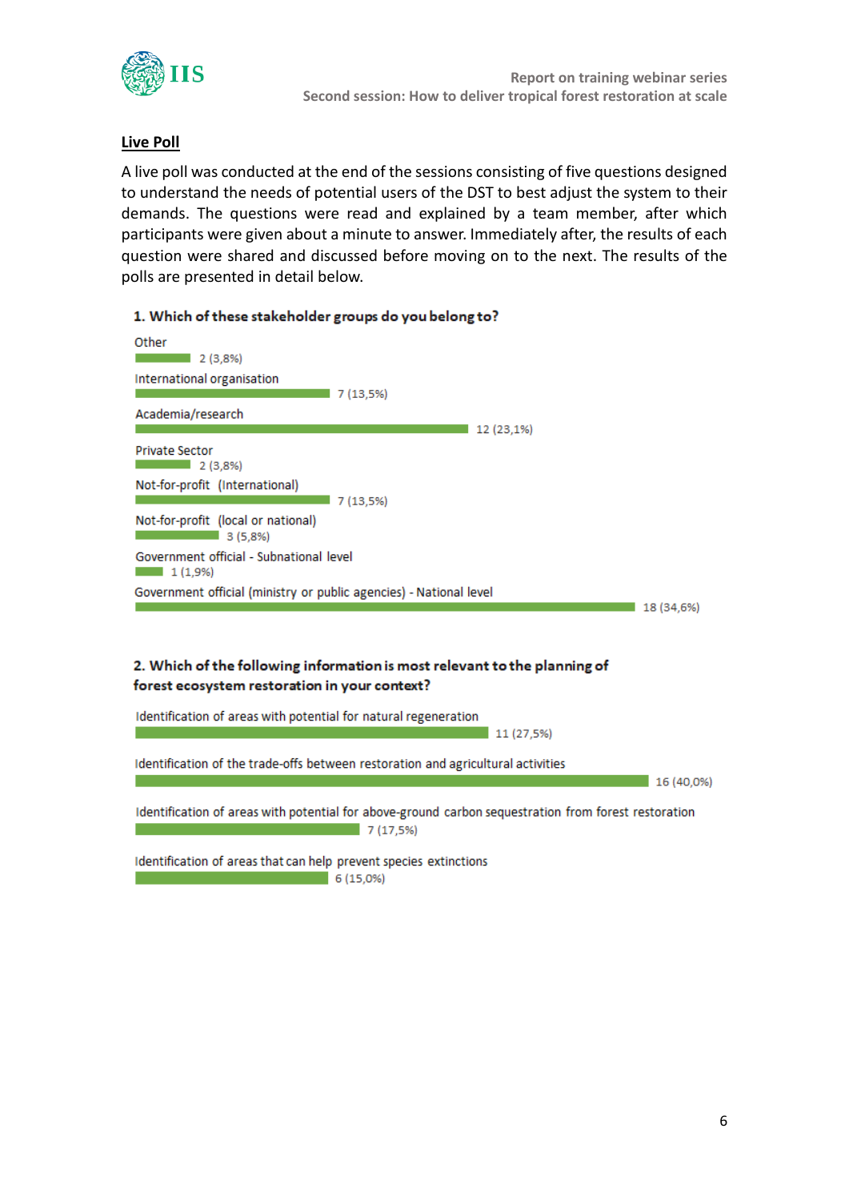**Live Poll**

A live poll was conducted at the end of the sessions consisting of five questions designed to understand the needs of potential users of the DST to best adjust the system to their demands. The questions were read and explained by a team member, after which participants were given about a minute to answer. Immediately after, the results of each question were shared and discussed before moving on to the next. The results of the polls are presented in detail below.

**1. Which of these stakeholder groups do you belong to?**

| Stakeholder group | Responses |
|---|---|
| Other | 2 (3,8%) |
| International organisation | 7 (13,5%) |
| Academia/research | 12 (23,1%) |
| Private Sector | 2 (3,8%) |
| Not-for-profit (International) | 7 (13,5%) |
| Not-for-profit (local or national) | 3 (5,8%) |
| Government official - Subnational level | 1 (1,9%) |
| Government official (ministry or public agencies) - National level | 18 (34,6%) |

**2. Which of the following information is most relevant to the planning of forest ecosystem restoration in your context?**

| Information | Responses |
|---|---|
| Identification of areas with potential for natural regeneration | 11 (27,5%) |
| Identification of the trade-offs between restoration and agricultural activities | 16 (40,0%) |
| Identification of areas with potential for above-ground carbon sequestration from forest restoration | 7 (17,5%) |
| Identification of areas that can help prevent species extinctions | 6 (15,0%) |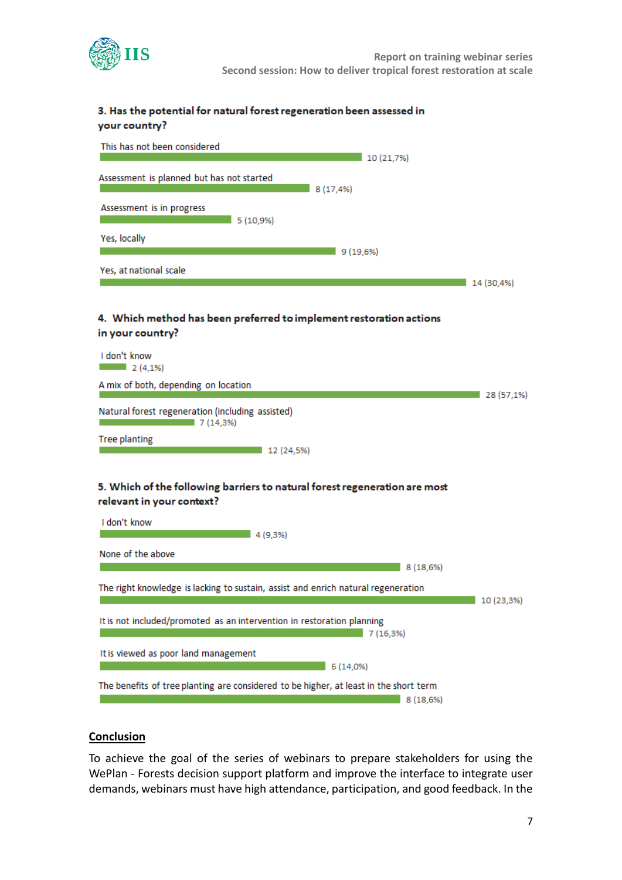**3. Has the potential for natural forest regeneration been assessed in your country?**

| Response | Count (%) |
|---|---|
| This has not been considered | 10 (21,7%) |
| Assessment is planned but has not started | 8 (17,4%) |
| Assessment is in progress | 5 (10,9%) |
| Yes, locally | 9 (19,6%) |
| Yes, at national scale | 14 (30,4%) |

**4. Which method has been preferred to implement restoration actions in your country?**

| Response | Count (%) |
|---|---|
| I don't know | 2 (4,1%) |
| A mix of both, depending on location | 28 (57,1%) |
| Natural forest regeneration (including assisted) | 7 (14,3%) |
| Tree planting | 12 (24,5%) |

**5. Which of the following barriers to natural forest regeneration are most relevant in your context?**

| Response | Count (%) |
|---|---|
| I don't know | 4 (9,3%) |
| None of the above | 8 (18,6%) |
| The right knowledge is lacking to sustain, assist and enrich natural regeneration | 10 (23,3%) |
| It is not included/promoted as an intervention in restoration planning | 7 (16,3%) |
| It is viewed as poor land management | 6 (14,0%) |
| The benefits of tree planting are considered to be higher, at least in the short term | 8 (18,6%) |

## Conclusion

To achieve the goal of the series of webinars to prepare stakeholders for using the WePlan - Forests decision support platform and improve the interface to integrate user demands, webinars must have high attendance, participation, and good feedback. In the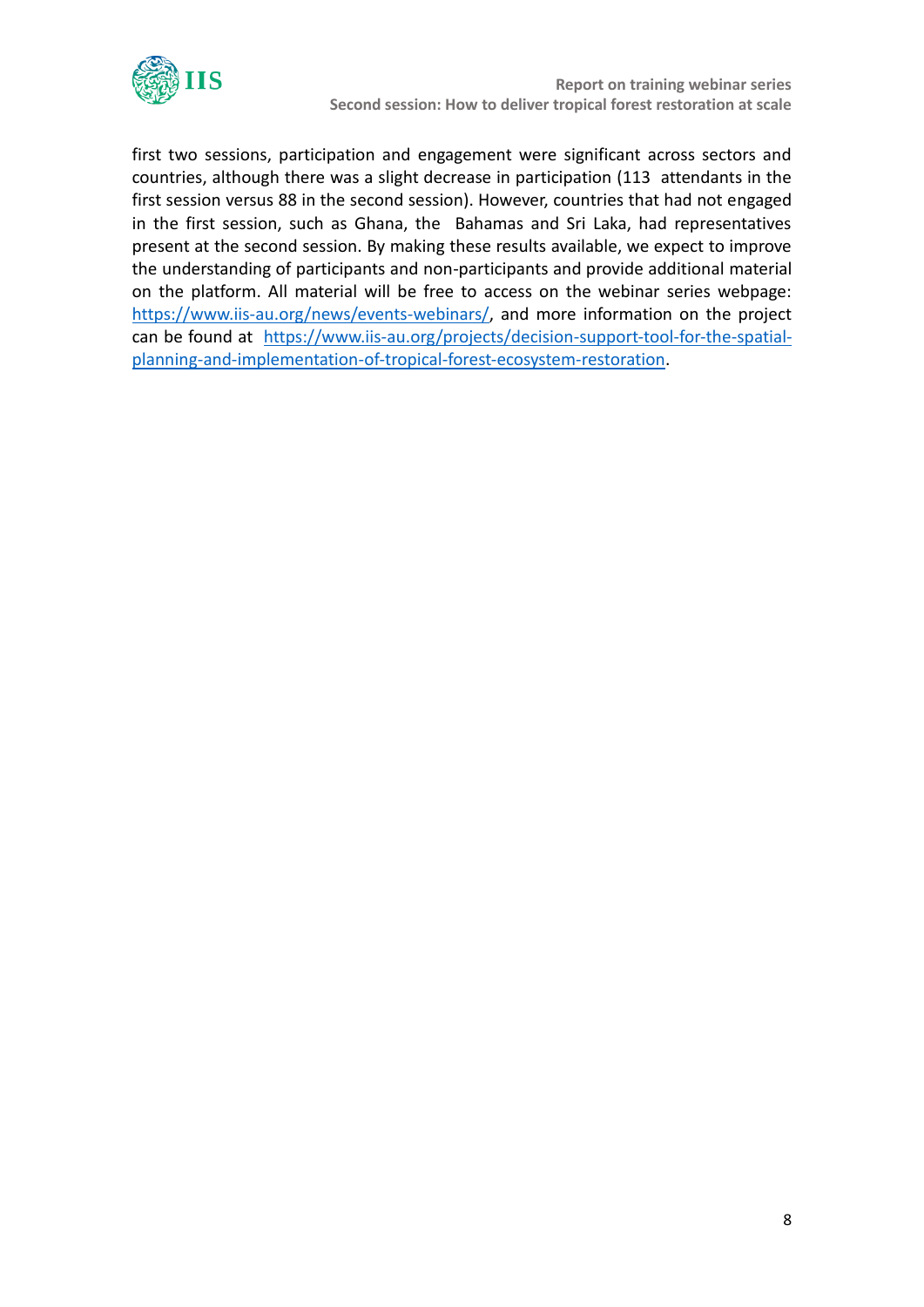first two sessions, participation and engagement were significant across sectors and countries, although there was a slight decrease in participation (113 attendants in the first session versus 88 in the second session). However, countries that had not engaged in the first session, such as Ghana, the Bahamas and Sri Laka, had representatives present at the second session. By making these results available, we expect to improve the understanding of participants and non-participants and provide additional material on the platform. All material will be free to access on the webinar series webpage: [https://www.iis-au.org/news/events-webinars/](https://www.iis-au.org/news/events-webinars/), and more information on the project can be found at [https://www.iis-au.org/projects/decision-support-tool-for-the-spatial-planning-and-implementation-of-tropical-forest-ecosystem-restoration](https://www.iis-au.org/projects/decision-support-tool-for-the-spatial-planning-and-implementation-of-tropical-forest-ecosystem-restoration).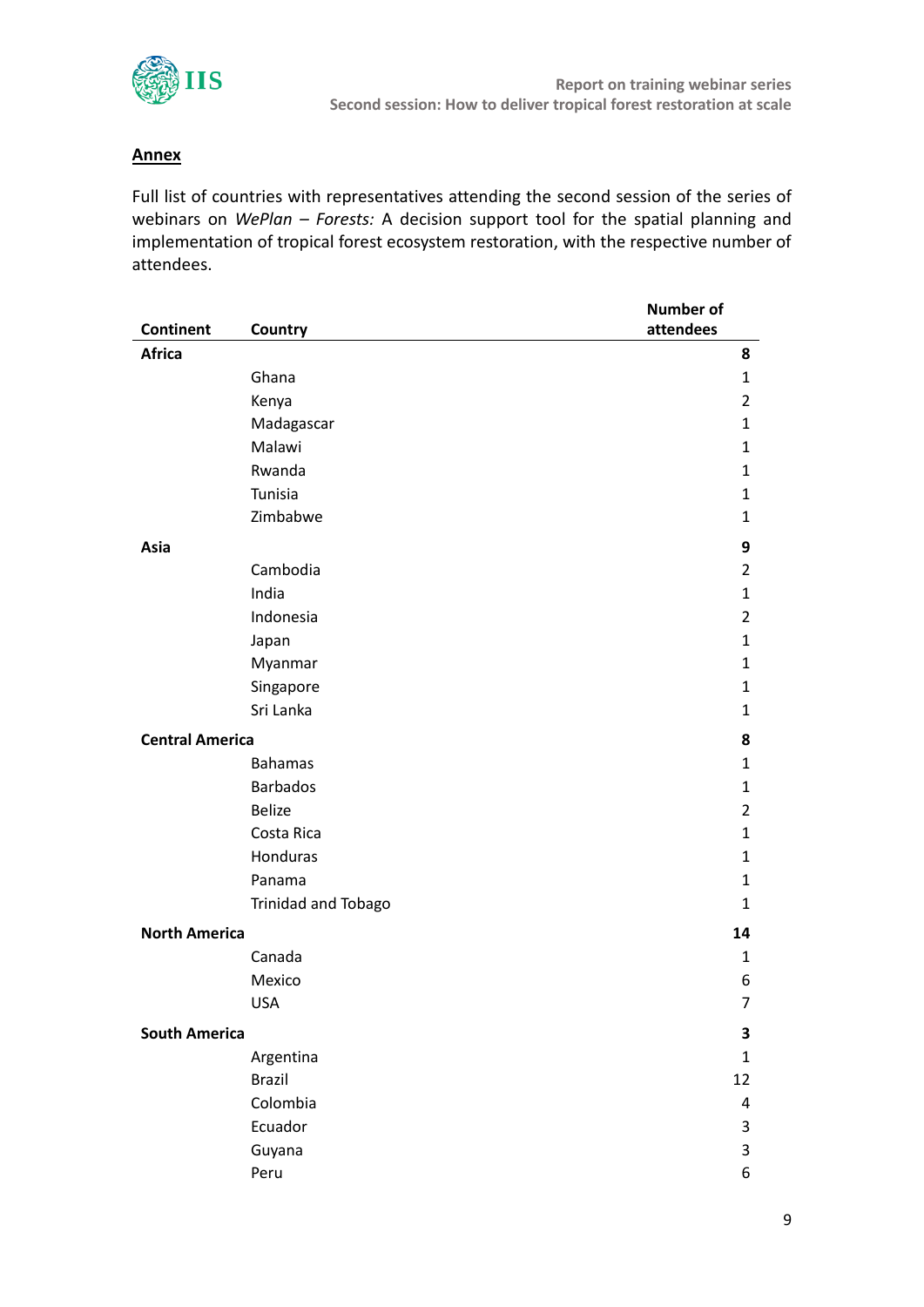**Annex**

Full list of countries with representatives attending the second session of the series of webinars on *WePlan – Forests:* A decision support tool for the spatial planning and implementation of tropical forest ecosystem restoration, with the respective number of attendees.

| Continent | Country | Number of attendees |
|---|---|---|
| **Africa** | | **8** |
| | Ghana | 1 |
| | Kenya | 2 |
| | Madagascar | 1 |
| | Malawi | 1 |
| | Rwanda | 1 |
| | Tunisia | 1 |
| | Zimbabwe | 1 |
| **Asia** | | **9** |
| | Cambodia | 2 |
| | India | 1 |
| | Indonesia | 2 |
| | Japan | 1 |
| | Myanmar | 1 |
| | Singapore | 1 |
| | Sri Lanka | 1 |
| **Central America** | | **8** |
| | Bahamas | 1 |
| | Barbados | 1 |
| | Belize | 2 |
| | Costa Rica | 1 |
| | Honduras | 1 |
| | Panama | 1 |
| | Trinidad and Tobago | 1 |
| **North America** | | **14** |
| | Canada | 1 |
| | Mexico | 6 |
| | USA | 7 |
| **South America** | | **3** |
| | Argentina | 1 |
| | Brazil | 12 |
| | Colombia | 4 |
| | Ecuador | 3 |
| | Guyana | 3 |
| | Peru | 6 |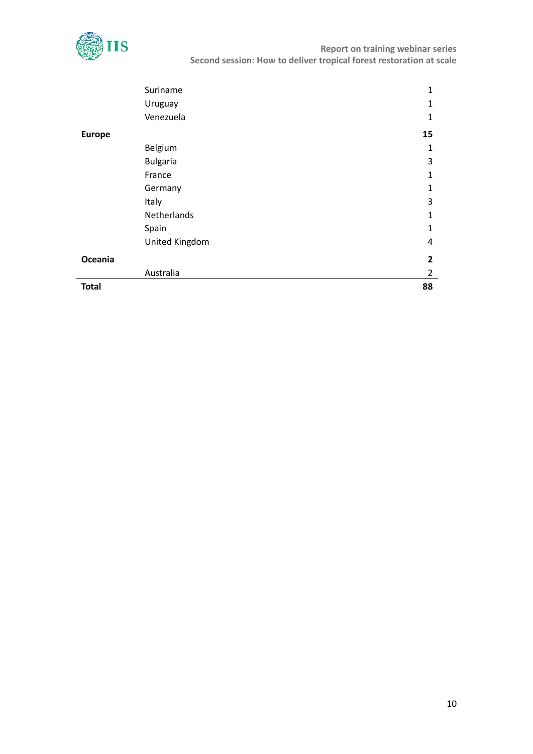| | | |
|---|---|---|
| | Suriname | 1 |
| | Uruguay | 1 |
| | Venezuela | 1 |
| **Europe** | | **15** |
| | Belgium | 1 |
| | Bulgaria | 3 |
| | France | 1 |
| | Germany | 1 |
| | Italy | 3 |
| | Netherlands | 1 |
| | Spain | 1 |
| | United Kingdom | 4 |
| **Oceania** | | **2** |
| | Australia | 2 |
| **Total** | | **88** |